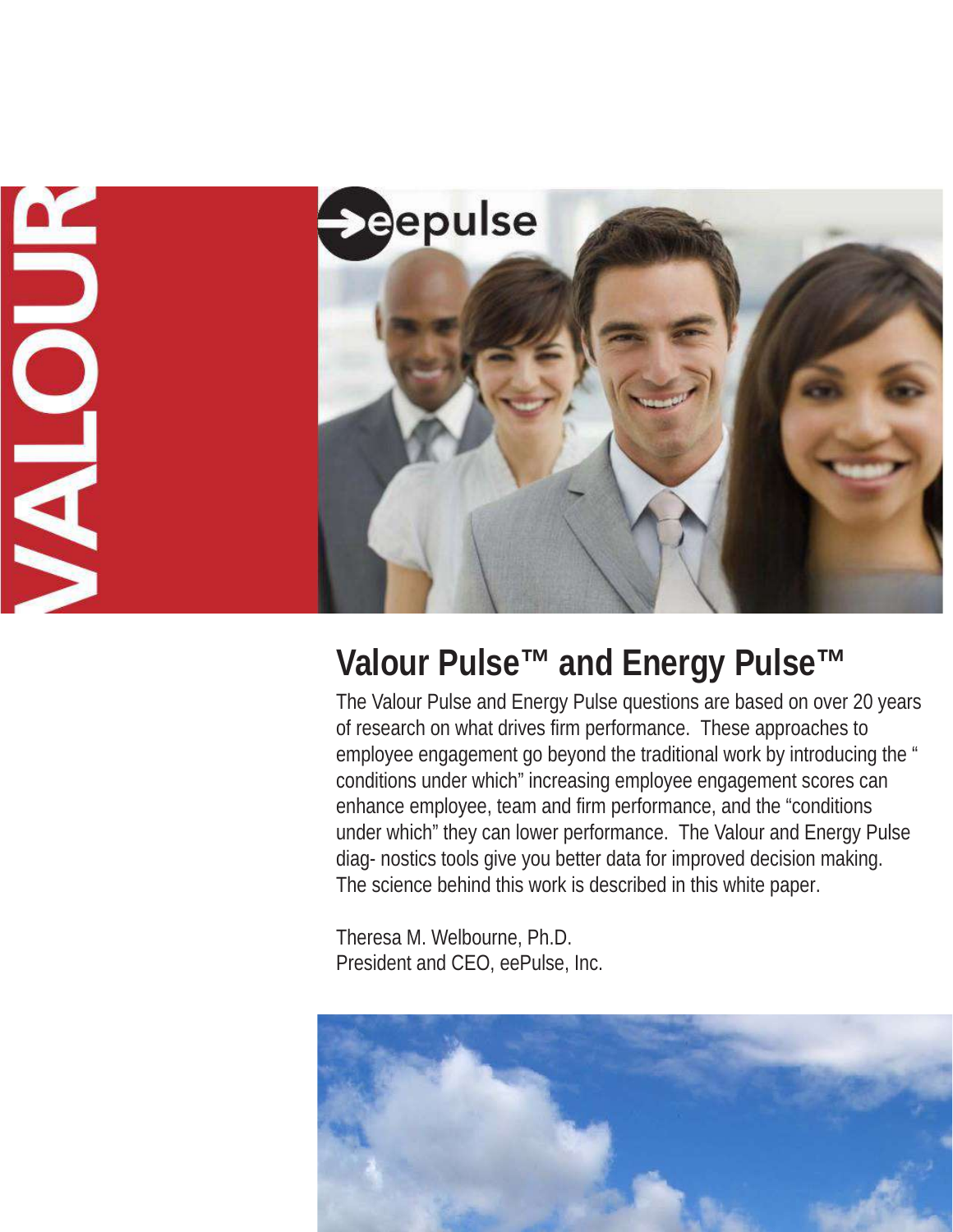# Valour Pulse™ and Energy Pulse™

The Valour Pulse and Energy Pulse questions are based on over 20 years of research on what drives firm performance. These approaches to employee engagement go beyond the traditional work by introducing the " conditions under which" increasing employee engagement scores can enhance employee, team and firm performance, and the "conditions under which" they can lower performance. The Valour and Energy Pulse diag- nostics tools give you better data for improved decision making. The science behind this work is described in this white paper.

Theresa M. Welbourne, Ph.D.
President and CEO, eePulse, Inc.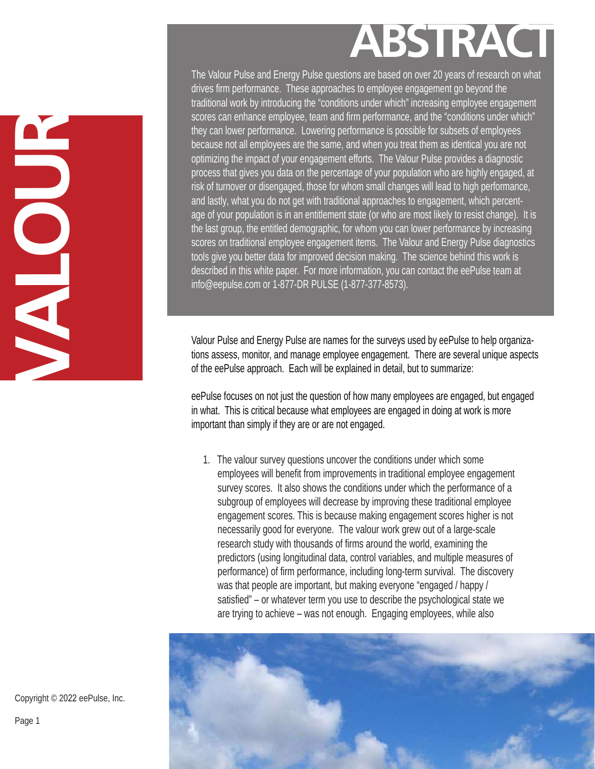# ABSTRACT

The Valour Pulse and Energy Pulse questions are based on over 20 years of research on what drives firm performance. These approaches to employee engagement go beyond the traditional work by introducing the "conditions under which" increasing employee engagement scores can enhance employee, team and firm performance, and the "conditions under which" they can lower performance. Lowering performance is possible for subsets of employees because not all employees are the same, and when you treat them as identical you are not optimizing the impact of your engagement efforts. The Valour Pulse provides a diagnostic process that gives you data on the percentage of your population who are highly engaged, at risk of turnover or disengaged, those for whom small changes will lead to high performance, and lastly, what you do not get with traditional approaches to engagement, which percentage of your population is in an entitlement state (or who are most likely to resist change). It is the last group, the entitled demographic, for whom you can lower performance by increasing scores on traditional employee engagement items. The Valour and Energy Pulse diagnostics tools give you better data for improved decision making. The science behind this work is described in this white paper. For more information, you can contact the eePulse team at info@eepulse.com or 1-877-DR PULSE (1-877-377-8573).

VALOUR

Valour Pulse and Energy Pulse are names for the surveys used by eePulse to help organizations assess, monitor, and manage employee engagement. There are several unique aspects of the eePulse approach. Each will be explained in detail, but to summarize:

eePulse focuses on not just the question of how many employees are engaged, but engaged in what. This is critical because what employees are engaged in doing at work is more important than simply if they are or are not engaged.

1. The valour survey questions uncover the conditions under which some employees will benefit from improvements in traditional employee engagement survey scores. It also shows the conditions under which the performance of a subgroup of employees will decrease by improving these traditional employee engagement scores. This is because making engagement scores higher is not necessarily good for everyone. The valour work grew out of a large-scale research study with thousands of firms around the world, examining the predictors (using longitudinal data, control variables, and multiple measures of performance) of firm performance, including long-term survival. The discovery was that people are important, but making everyone "engaged / happy / satisfied" – or whatever term you use to describe the psychological state we are trying to achieve – was not enough. Engaging employees, while also

Copyright © 2022 eePulse, Inc.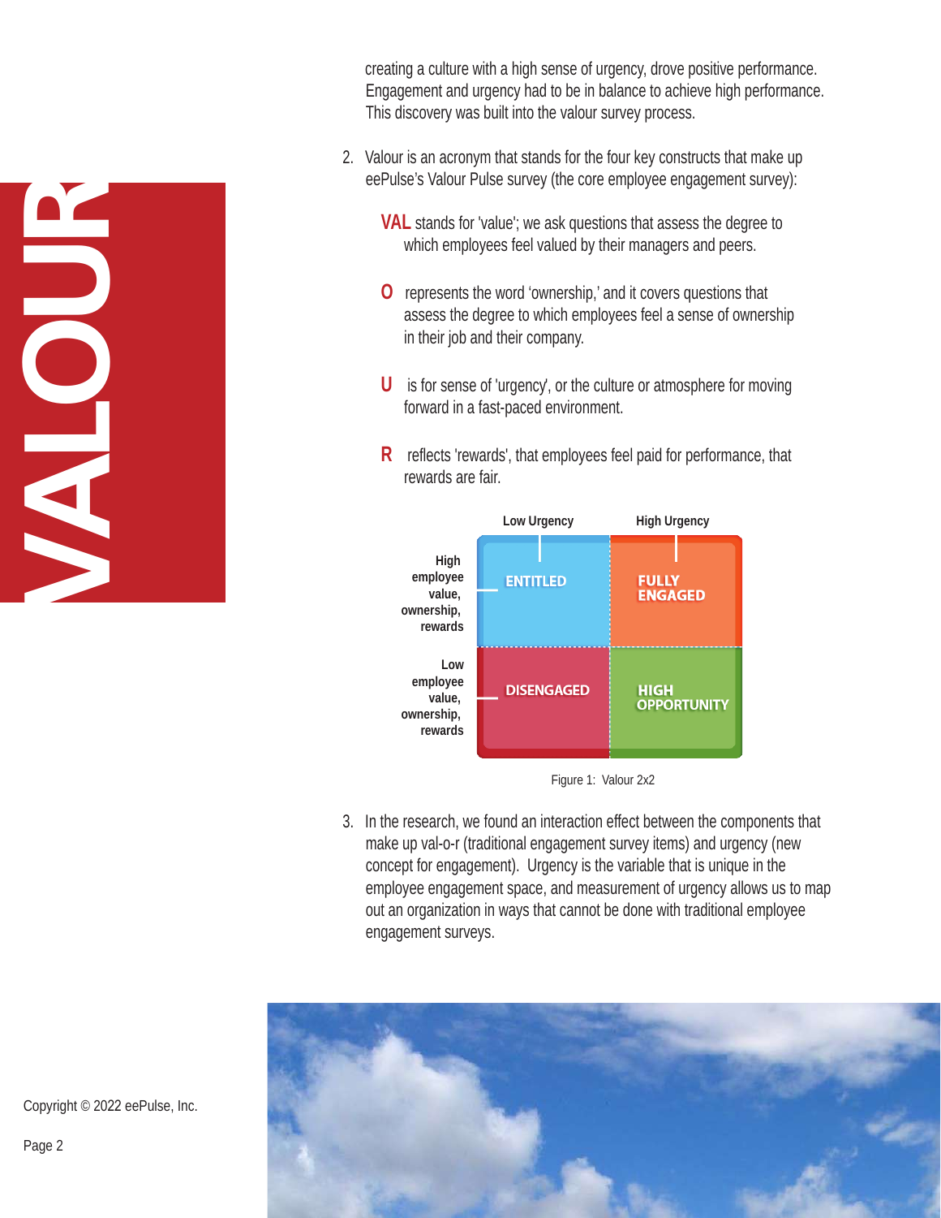creating a culture with a high sense of urgency, drove positive performance. Engagement and urgency had to be in balance to achieve high performance. This discovery was built into the valour survey process.

2. Valour is an acronym that stands for the four key constructs that make up eePulse's Valour Pulse survey (the core employee engagement survey):

   **VAL** stands for 'value'; we ask questions that assess the degree to which employees feel valued by their managers and peers.

   **O** represents the word 'ownership,' and it covers questions that assess the degree to which employees feel a sense of ownership in their job and their company.

   **U** is for sense of 'urgency', or the culture or atmosphere for moving forward in a fast-paced environment.

   **R** reflects 'rewards', that employees feel paid for performance, that rewards are fair.

| | Low Urgency | High Urgency |
|---|---|---|
| High employee value, ownership, rewards | ENTITLED | FULLY ENGAGED |
| Low employee value, ownership, rewards | DISENGAGED | HIGH OPPORTUNITY |

Figure 1: Valour 2x2

3. In the research, we found an interaction effect between the components that make up val-o-r (traditional engagement survey items) and urgency (new concept for engagement). Urgency is the variable that is unique in the employee engagement space, and measurement of urgency allows us to map out an organization in ways that cannot be done with traditional employee engagement surveys.

Copyright © 2022 eePulse, Inc.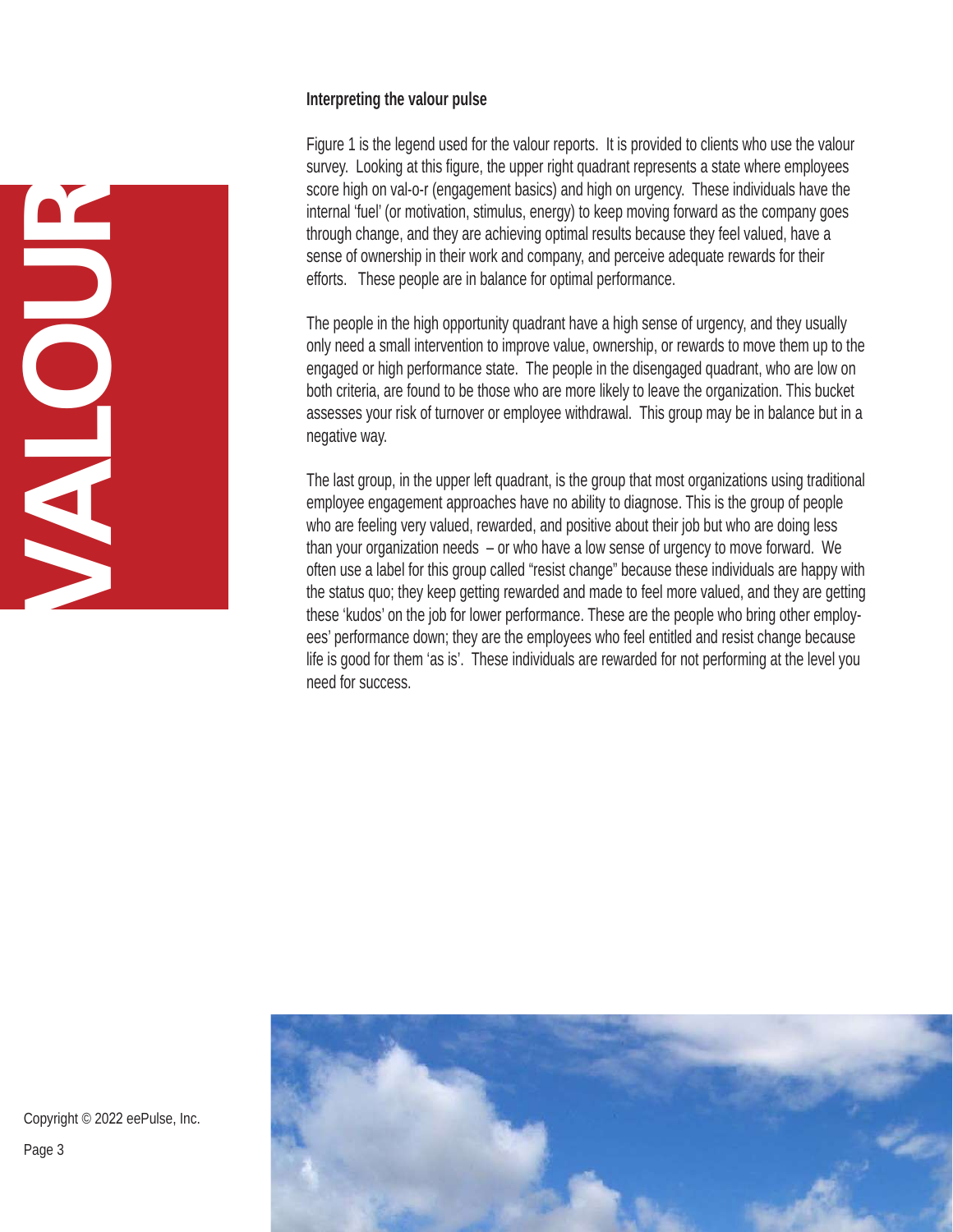### Interpreting the valour pulse

Figure 1 is the legend used for the valour reports. It is provided to clients who use the valour survey. Looking at this figure, the upper right quadrant represents a state where employees score high on val-o-r (engagement basics) and high on urgency. These individuals have the internal 'fuel' (or motivation, stimulus, energy) to keep moving forward as the company goes through change, and they are achieving optimal results because they feel valued, have a sense of ownership in their work and company, and perceive adequate rewards for their efforts. These people are in balance for optimal performance.

The people in the high opportunity quadrant have a high sense of urgency, and they usually only need a small intervention to improve value, ownership, or rewards to move them up to the engaged or high performance state. The people in the disengaged quadrant, who are low on both criteria, are found to be those who are more likely to leave the organization. This bucket assesses your risk of turnover or employee withdrawal. This group may be in balance but in a negative way.

The last group, in the upper left quadrant, is the group that most organizations using traditional employee engagement approaches have no ability to diagnose. This is the group of people who are feeling very valued, rewarded, and positive about their job but who are doing less than your organization needs – or who have a low sense of urgency to move forward. We often use a label for this group called "resist change" because these individuals are happy with the status quo; they keep getting rewarded and made to feel more valued, and they are getting these 'kudos' on the job for lower performance. These are the people who bring other employees' performance down; they are the employees who feel entitled and resist change because life is good for them 'as is'. These individuals are rewarded for not performing at the level you need for success.

Copyright © 2022 eePulse, Inc.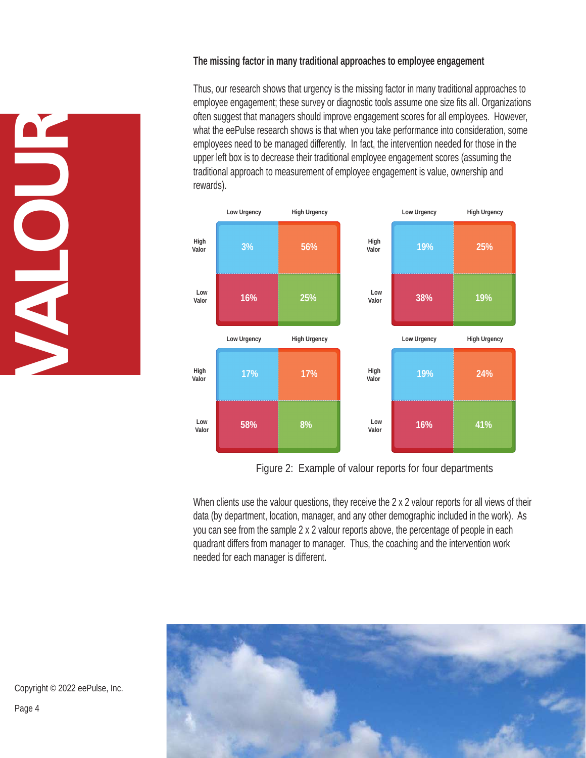## The missing factor in many traditional approaches to employee engagement

Thus, our research shows that urgency is the missing factor in many traditional approaches to employee engagement; these survey or diagnostic tools assume one size fits all. Organizations often suggest that managers should improve engagement scores for all employees. However, what the eePulse research shows is that when you take performance into consideration, some employees need to be managed differently. In fact, the intervention needed for those in the upper left box is to decrease their traditional employee engagement scores (assuming the traditional approach to measurement of employee engagement is value, ownership and rewards).

| | Low Urgency | High Urgency |
|---|---|---|
| High Valor | 3% | 56% |
| Low Valor | 16% | 25% |

| | Low Urgency | High Urgency |
|---|---|---|
| High Valor | 19% | 25% |
| Low Valor | 38% | 19% |

| | Low Urgency | High Urgency |
|---|---|---|
| High Valor | 17% | 17% |
| Low Valor | 58% | 8% |

| | Low Urgency | High Urgency |
|---|---|---|
| High Valor | 19% | 24% |
| Low Valor | 16% | 41% |

Figure 2: Example of valour reports for four departments

When clients use the valour questions, they receive the 2 x 2 valour reports for all views of their data (by department, location, manager, and any other demographic included in the work). As you can see from the sample 2 x 2 valour reports above, the percentage of people in each quadrant differs from manager to manager. Thus, the coaching and the intervention work needed for each manager is different.

Copyright © 2022 eePulse, Inc.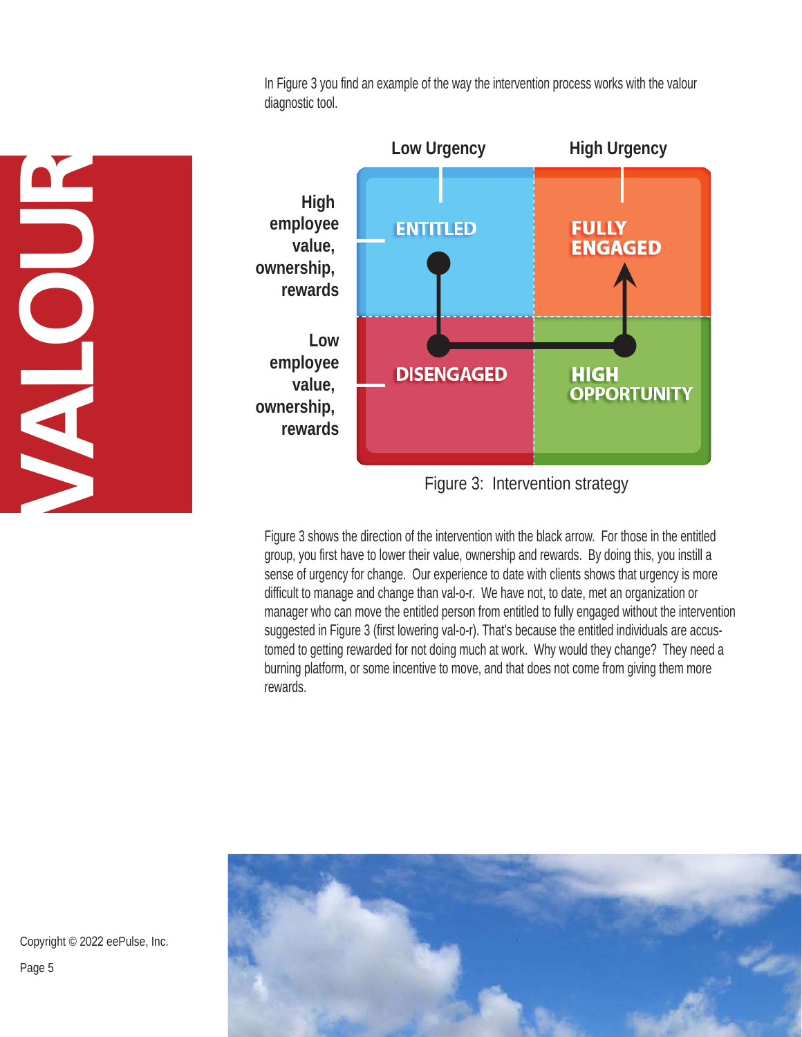In Figure 3 you find an example of the way the intervention process works with the valour diagnostic tool.

| | Low Urgency | High Urgency |
|---|---|---|
| High employee value, ownership, rewards | ENTITLED | FULLY ENGAGED |
| Low employee value, ownership, rewards | DISENGAGED | HIGH OPPORTUNITY |

Figure 3: Intervention strategy

Figure 3 shows the direction of the intervention with the black arrow. For those in the entitled group, you first have to lower their value, ownership and rewards. By doing this, you instill a sense of urgency for change. Our experience to date with clients shows that urgency is more difficult to manage and change than val-o-r. We have not, to date, met an organization or manager who can move the entitled person from entitled to fully engaged without the intervention suggested in Figure 3 (first lowering val-o-r). That's because the entitled individuals are accustomed to getting rewarded for not doing much at work. Why would they change? They need a burning platform, or some incentive to move, and that does not come from giving them more rewards.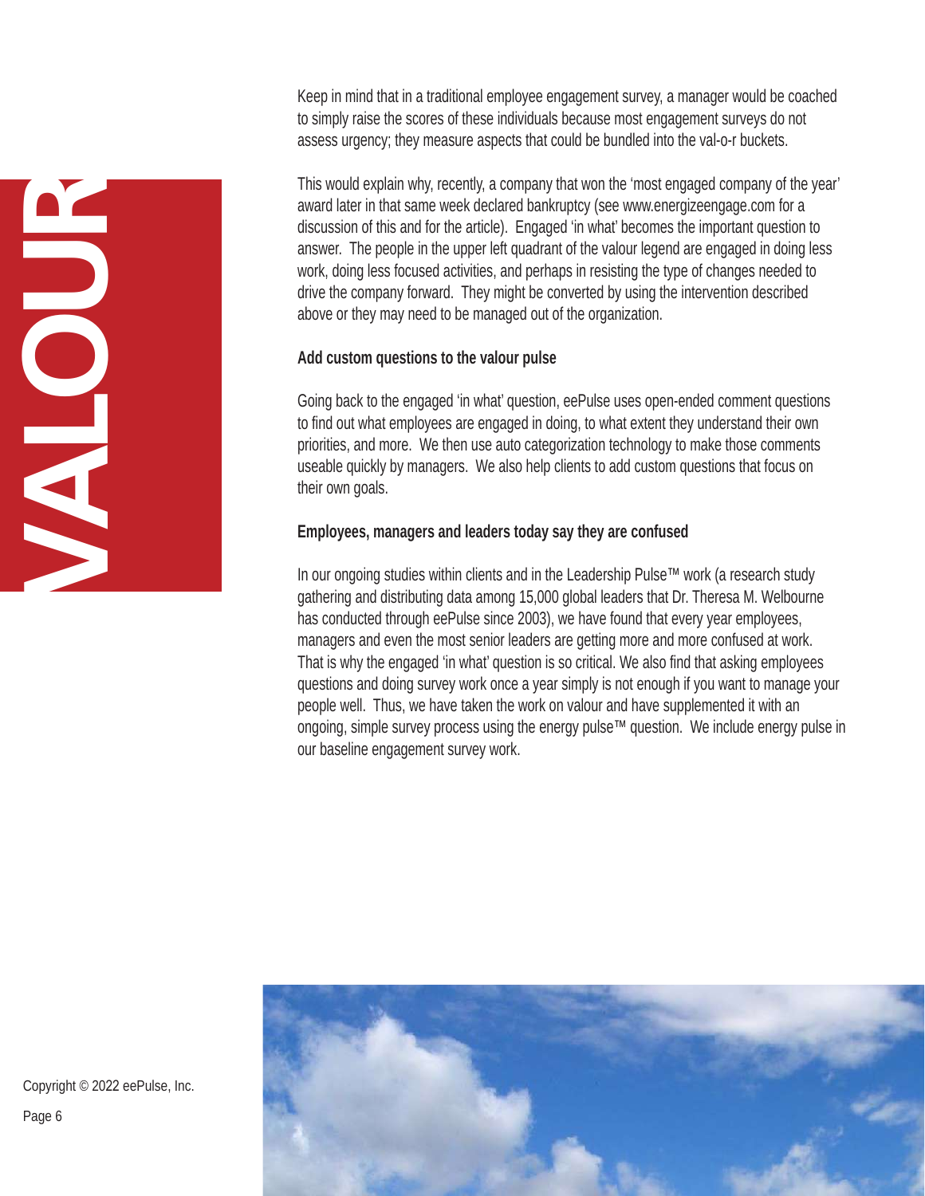Keep in mind that in a traditional employee engagement survey, a manager would be coached to simply raise the scores of these individuals because most engagement surveys do not assess urgency; they measure aspects that could be bundled into the val-o-r buckets.

This would explain why, recently, a company that won the 'most engaged company of the year' award later in that same week declared bankruptcy (see www.energizeengage.com for a discussion of this and for the article). Engaged 'in what' becomes the important question to answer. The people in the upper left quadrant of the valour legend are engaged in doing less work, doing less focused activities, and perhaps in resisting the type of changes needed to drive the company forward. They might be converted by using the intervention described above or they may need to be managed out of the organization.

### Add custom questions to the valour pulse

Going back to the engaged 'in what' question, eePulse uses open-ended comment questions to find out what employees are engaged in doing, to what extent they understand their own priorities, and more. We then use auto categorization technology to make those comments useable quickly by managers. We also help clients to add custom questions that focus on their own goals.

### Employees, managers and leaders today say they are confused

In our ongoing studies within clients and in the Leadership Pulse™ work (a research study gathering and distributing data among 15,000 global leaders that Dr. Theresa M. Welbourne has conducted through eePulse since 2003), we have found that every year employees, managers and even the most senior leaders are getting more and more confused at work. That is why the engaged 'in what' question is so critical. We also find that asking employees questions and doing survey work once a year simply is not enough if you want to manage your people well. Thus, we have taken the work on valour and have supplemented it with an ongoing, simple survey process using the energy pulse™ question. We include energy pulse in our baseline engagement survey work.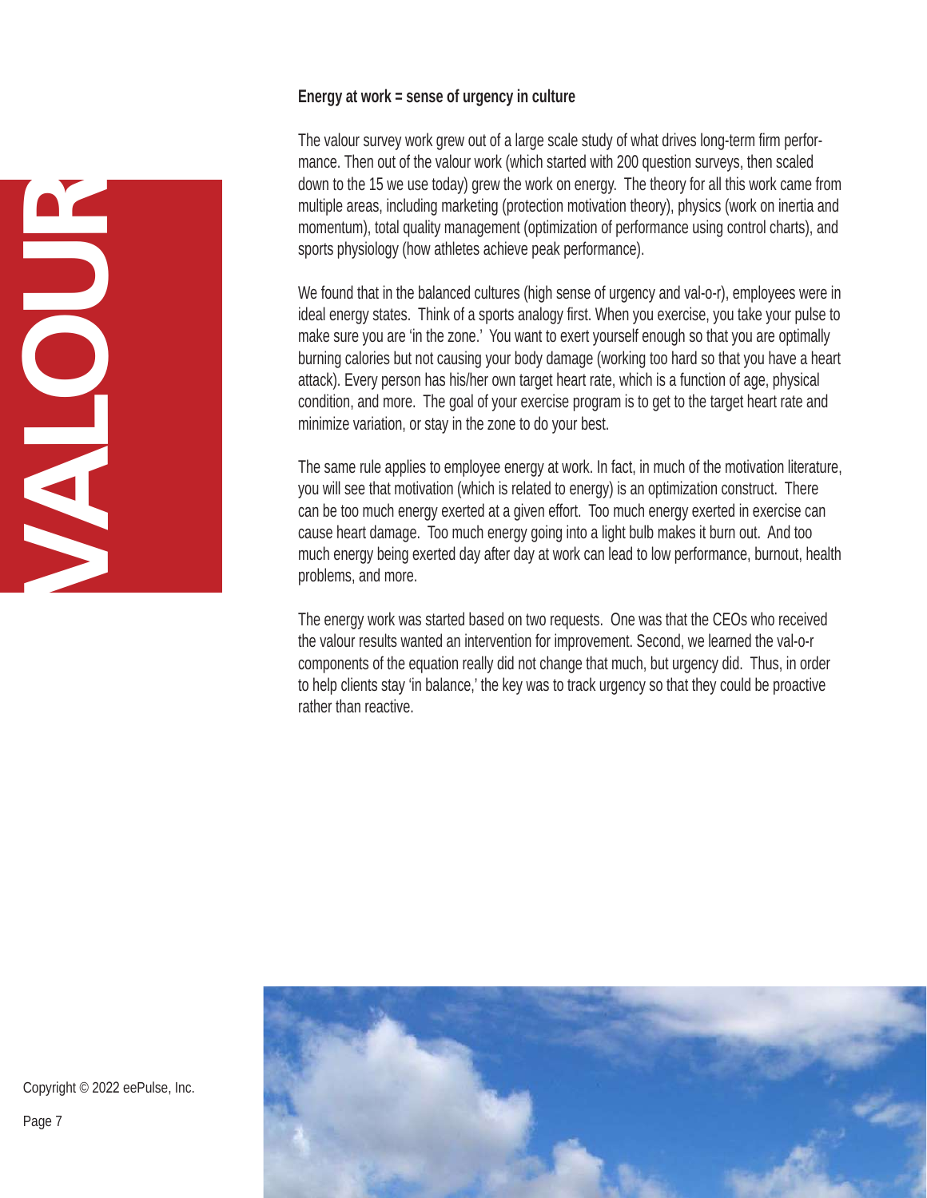**Energy at work = sense of urgency in culture**

The valour survey work grew out of a large scale study of what drives long-term firm performance. Then out of the valour work (which started with 200 question surveys, then scaled down to the 15 we use today) grew the work on energy. The theory for all this work came from multiple areas, including marketing (protection motivation theory), physics (work on inertia and momentum), total quality management (optimization of performance using control charts), and sports physiology (how athletes achieve peak performance).

We found that in the balanced cultures (high sense of urgency and val-o-r), employees were in ideal energy states. Think of a sports analogy first. When you exercise, you take your pulse to make sure you are 'in the zone.' You want to exert yourself enough so that you are optimally burning calories but not causing your body damage (working too hard so that you have a heart attack). Every person has his/her own target heart rate, which is a function of age, physical condition, and more. The goal of your exercise program is to get to the target heart rate and minimize variation, or stay in the zone to do your best.

The same rule applies to employee energy at work. In fact, in much of the motivation literature, you will see that motivation (which is related to energy) is an optimization construct. There can be too much energy exerted at a given effort. Too much energy exerted in exercise can cause heart damage. Too much energy going into a light bulb makes it burn out. And too much energy being exerted day after day at work can lead to low performance, burnout, health problems, and more.

The energy work was started based on two requests. One was that the CEOs who received the valour results wanted an intervention for improvement. Second, we learned the val-o-r components of the equation really did not change that much, but urgency did. Thus, in order to help clients stay 'in balance,' the key was to track urgency so that they could be proactive rather than reactive.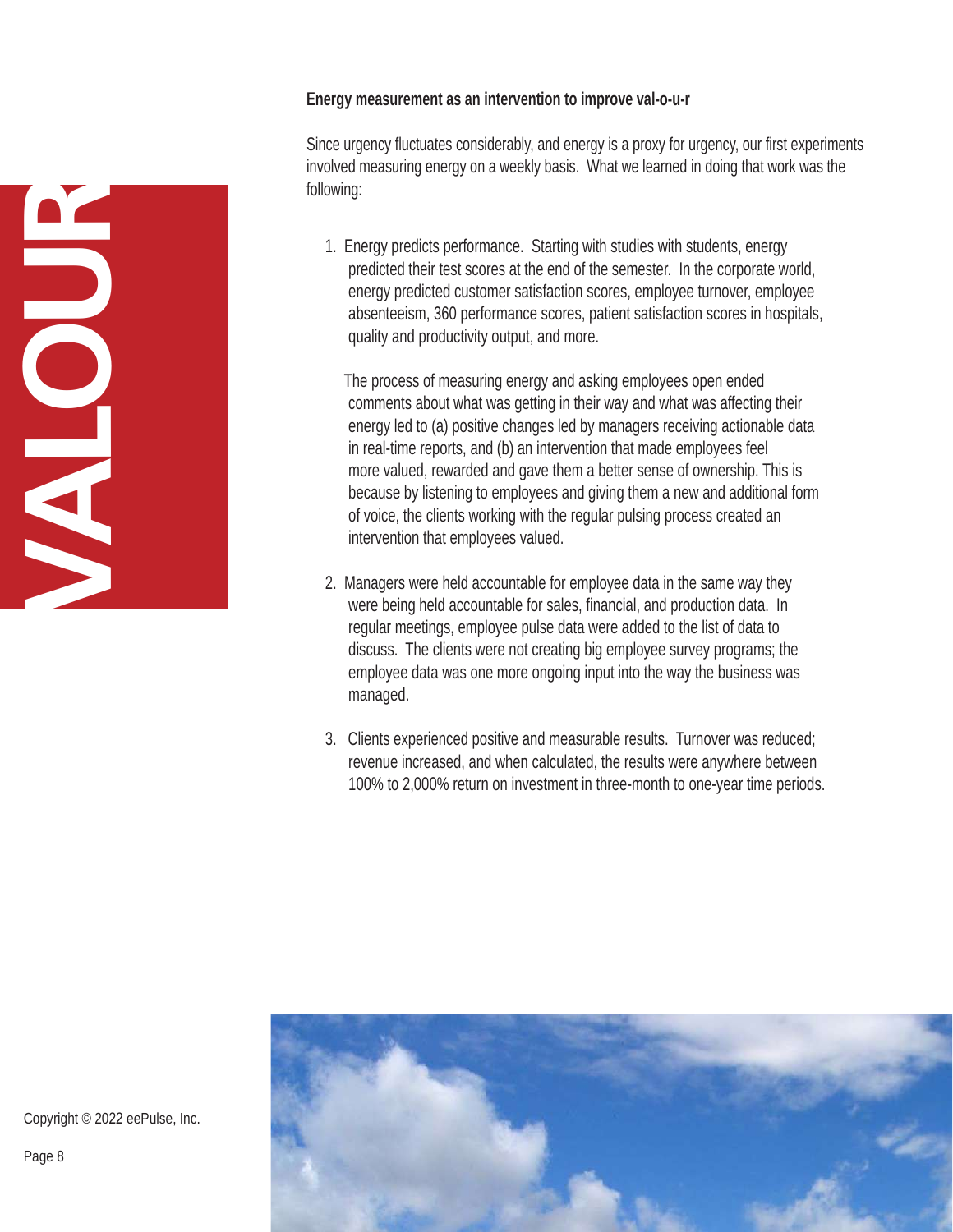**Energy measurement as an intervention to improve val-o-u-r**

Since urgency fluctuates considerably, and energy is a proxy for urgency, our first experiments involved measuring energy on a weekly basis. What we learned in doing that work was the following:

1. Energy predicts performance. Starting with studies with students, energy predicted their test scores at the end of the semester. In the corporate world, energy predicted customer satisfaction scores, employee turnover, employee absenteeism, 360 performance scores, patient satisfaction scores in hospitals, quality and productivity output, and more.

   The process of measuring energy and asking employees open ended comments about what was getting in their way and what was affecting their energy led to (a) positive changes led by managers receiving actionable data in real-time reports, and (b) an intervention that made employees feel more valued, rewarded and gave them a better sense of ownership. This is because by listening to employees and giving them a new and additional form of voice, the clients working with the regular pulsing process created an intervention that employees valued.

2. Managers were held accountable for employee data in the same way they were being held accountable for sales, financial, and production data. In regular meetings, employee pulse data were added to the list of data to discuss. The clients were not creating big employee survey programs; the employee data was one more ongoing input into the way the business was managed.

3. Clients experienced positive and measurable results. Turnover was reduced; revenue increased, and when calculated, the results were anywhere between 100% to 2,000% return on investment in three-month to one-year time periods.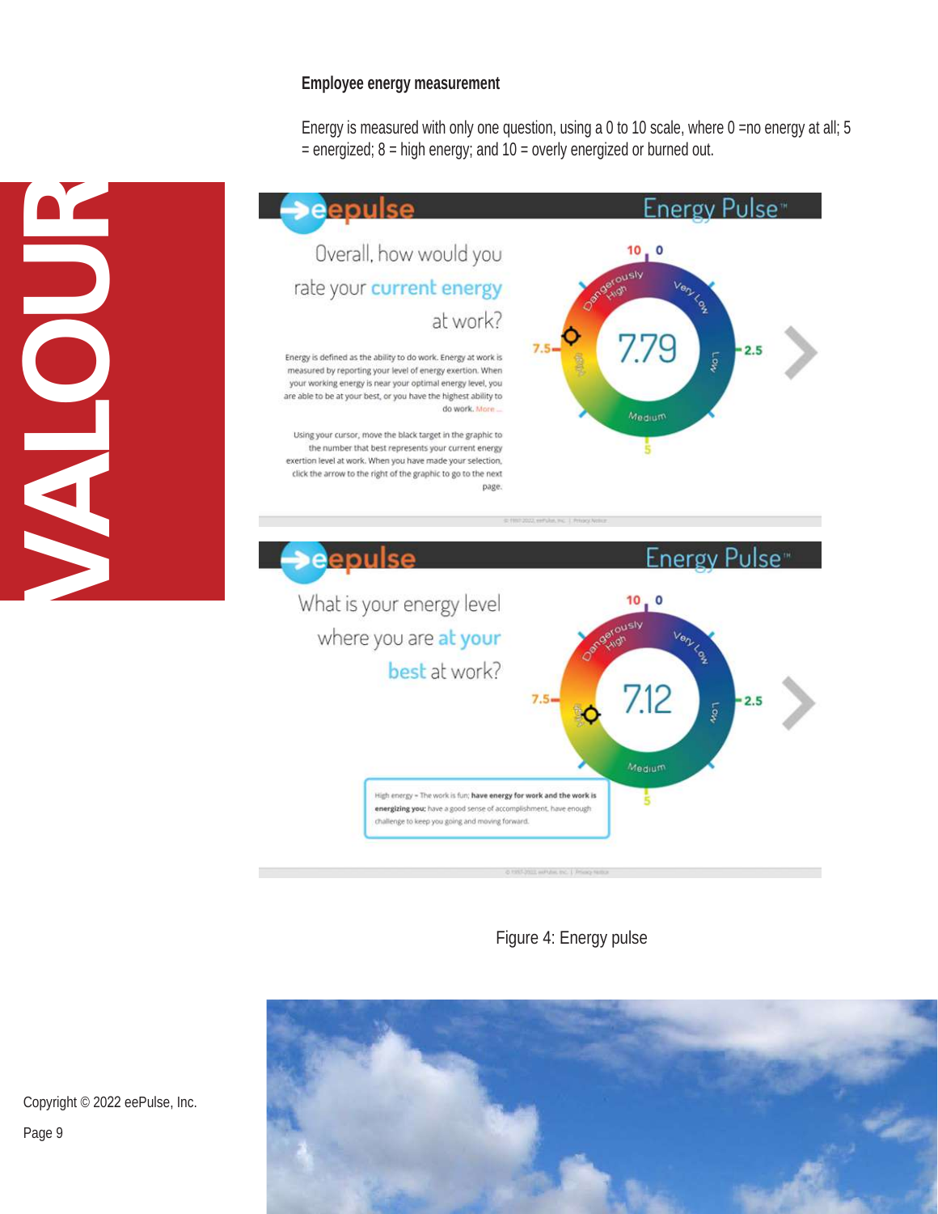**Employee energy measurement**

Energy is measured with only one question, using a 0 to 10 scale, where 0 =no energy at all; 5 = energized; 8 = high energy; and 10 = overly energized or burned out.

Figure 4: Energy pulse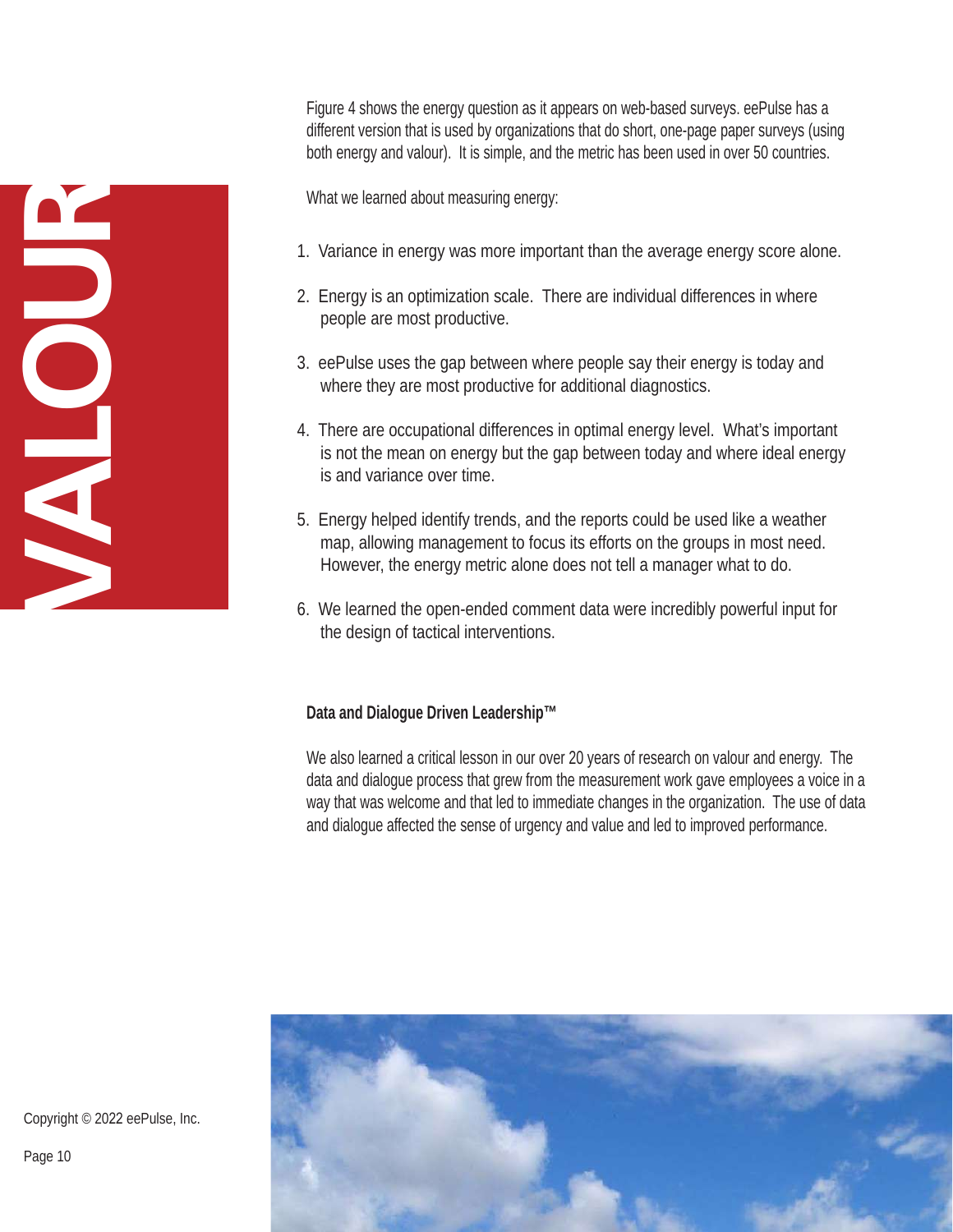Figure 4 shows the energy question as it appears on web-based surveys. eePulse has a different version that is used by organizations that do short, one-page paper surveys (using both energy and valour). It is simple, and the metric has been used in over 50 countries.

What we learned about measuring energy:

1. Variance in energy was more important than the average energy score alone.
2. Energy is an optimization scale. There are individual differences in where people are most productive.
3. eePulse uses the gap between where people say their energy is today and where they are most productive for additional diagnostics.
4. There are occupational differences in optimal energy level. What's important is not the mean on energy but the gap between today and where ideal energy is and variance over time.
5. Energy helped identify trends, and the reports could be used like a weather map, allowing management to focus its efforts on the groups in most need. However, the energy metric alone does not tell a manager what to do.
6. We learned the open-ended comment data were incredibly powerful input for the design of tactical interventions.

**Data and Dialogue Driven Leadership™**

We also learned a critical lesson in our over 20 years of research on valour and energy. The data and dialogue process that grew from the measurement work gave employees a voice in a way that was welcome and that led to immediate changes in the organization. The use of data and dialogue affected the sense of urgency and value and led to improved performance.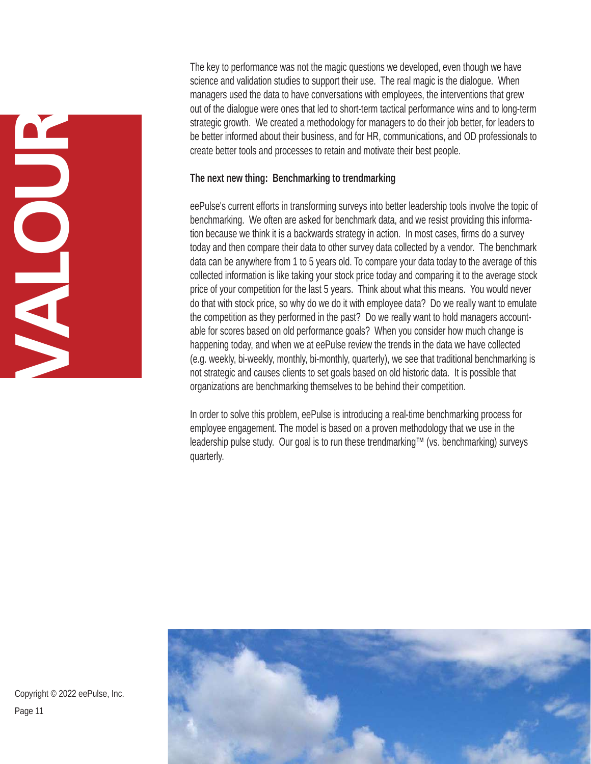The key to performance was not the magic questions we developed, even though we have science and validation studies to support their use. The real magic is the dialogue. When managers used the data to have conversations with employees, the interventions that grew out of the dialogue were ones that led to short-term tactical performance wins and to long-term strategic growth. We created a methodology for managers to do their job better, for leaders to be better informed about their business, and for HR, communications, and OD professionals to create better tools and processes to retain and motivate their best people.

**The next new thing: Benchmarking to trendmarking**

eePulse's current efforts in transforming surveys into better leadership tools involve the topic of benchmarking. We often are asked for benchmark data, and we resist providing this information because we think it is a backwards strategy in action. In most cases, firms do a survey today and then compare their data to other survey data collected by a vendor. The benchmark data can be anywhere from 1 to 5 years old. To compare your data today to the average of this collected information is like taking your stock price today and comparing it to the average stock price of your competition for the last 5 years. Think about what this means. You would never do that with stock price, so why do we do it with employee data? Do we really want to emulate the competition as they performed in the past? Do we really want to hold managers accountable for scores based on old performance goals? When you consider how much change is happening today, and when we at eePulse review the trends in the data we have collected (e.g. weekly, bi-weekly, monthly, bi-monthly, quarterly), we see that traditional benchmarking is not strategic and causes clients to set goals based on old historic data. It is possible that organizations are benchmarking themselves to be behind their competition.

In order to solve this problem, eePulse is introducing a real-time benchmarking process for employee engagement. The model is based on a proven methodology that we use in the leadership pulse study. Our goal is to run these trendmarking™ (vs. benchmarking) surveys quarterly.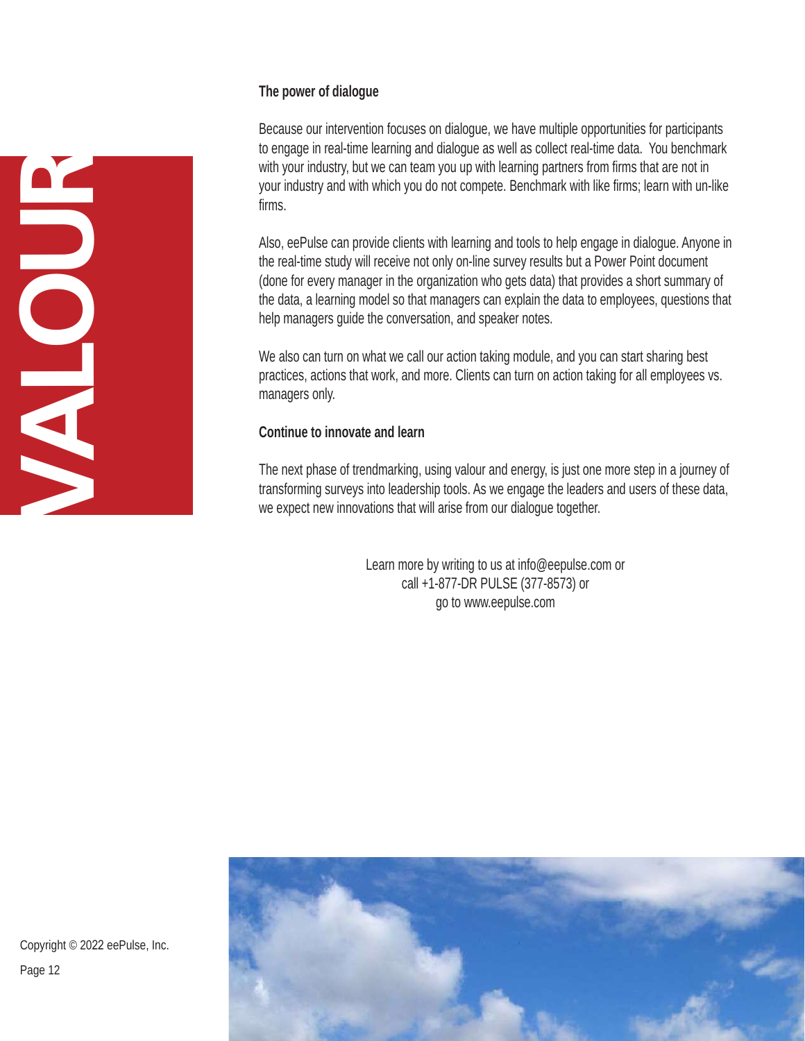VALOUR

## The power of dialogue

Because our intervention focuses on dialogue, we have multiple opportunities for participants to engage in real-time learning and dialogue as well as collect real-time data. You benchmark with your industry, but we can team you up with learning partners from firms that are not in your industry and with which you do not compete. Benchmark with like firms; learn with un-like firms.

Also, eePulse can provide clients with learning and tools to help engage in dialogue. Anyone in the real-time study will receive not only on-line survey results but a Power Point document (done for every manager in the organization who gets data) that provides a short summary of the data, a learning model so that managers can explain the data to employees, questions that help managers guide the conversation, and speaker notes.

We also can turn on what we call our action taking module, and you can start sharing best practices, actions that work, and more. Clients can turn on action taking for all employees vs. managers only.

## Continue to innovate and learn

The next phase of trendmarking, using valour and energy, is just one more step in a journey of transforming surveys into leadership tools. As we engage the leaders and users of these data, we expect new innovations that will arise from our dialogue together.

Learn more by writing to us at info@eepulse.com or
call +1-877-DR PULSE (377-8573) or
go to www.eepulse.com

Copyright © 2022 eePulse, Inc.